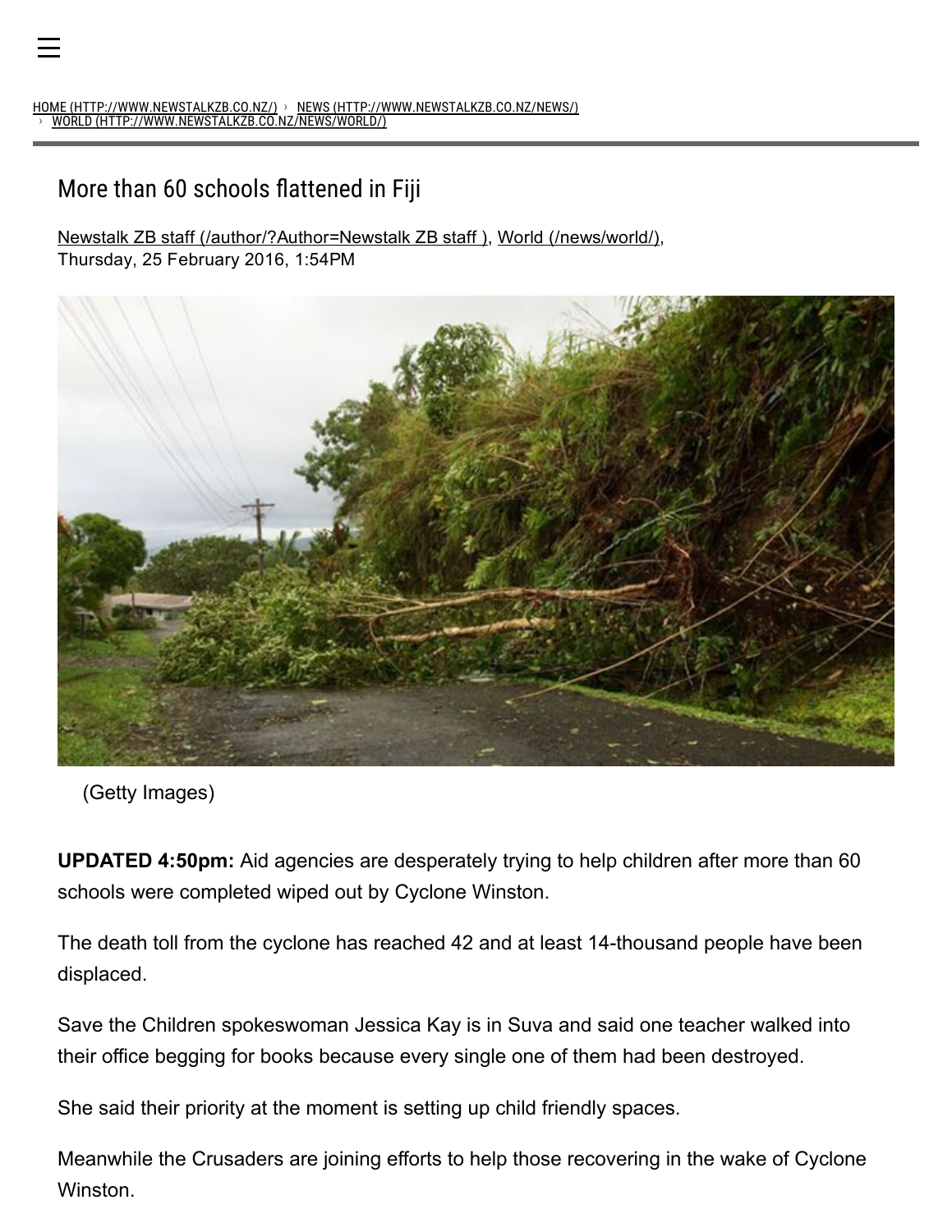HOME (HTTP://WWW.NEWSTALKZB.CO.NZ/) › NEWS (HTTP://WWW.NEWSTALKZB.CO.NZ/NEWS/) › WORLD (HTTP://WWW.NEWSTALKZB.CO.NZ/NEWS/WORLD/)

# More than 60 schools flattened in Fiji

Newstalk ZB staff (/author/?Author=Newstalk ZB staff ), World (/news/world/),
Thursday, 25 February 2016, 1:54PM

(Getty Images)

**UPDATED 4:50pm:** Aid agencies are desperately trying to help children after more than 60 schools were completed wiped out by Cyclone Winston.

The death toll from the cyclone has reached 42 and at least 14-thousand people have been displaced.

Save the Children spokeswoman Jessica Kay is in Suva and said one teacher walked into their office begging for books because every single one of them had been destroyed.

She said their priority at the moment is setting up child friendly spaces.

Meanwhile the Crusaders are joining efforts to help those recovering in the wake of Cyclone Winston.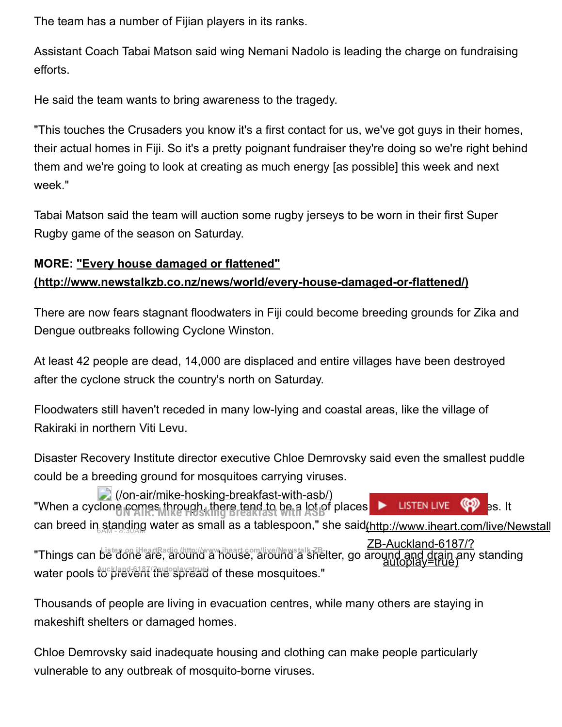The team has a number of Fijian players in its ranks.

Assistant Coach Tabai Matson said wing Nemani Nadolo is leading the charge on fundraising efforts.

He said the team wants to bring awareness to the tragedy.

"This touches the Crusaders you know it's a first contact for us, we've got guys in their homes, their actual homes in Fiji. So it's a pretty poignant fundraiser they're doing so we're right behind them and we're going to look at creating as much energy [as possible] this week and next week."

Tabai Matson said the team will auction some rugby jerseys to be worn in their first Super Rugby game of the season on Saturday.

**MORE: "Every house damaged or flattened" (http://www.newstalkzb.co.nz/news/world/every-house-damaged-or-flattened/)**

There are now fears stagnant floodwaters in Fiji could become breeding grounds for Zika and Dengue outbreaks following Cyclone Winston.

At least 42 people are dead, 14,000 are displaced and entire villages have been destroyed after the cyclone struck the country's north on Saturday.

Floodwaters still haven't receded in many low-lying and coastal areas, like the village of Rakiraki in northern Viti Levu.

Disaster Recovery Institute director executive Chloe Demrovsky said even the smallest puddle could be a breeding ground for mosquitoes carrying viruses.

"When a cyclone comes through, there tend to be a lot of places [...]es. It can breed in standing water as small as a tablespoon," she said.

"Things can be done are, around a house, around a shelter, go around and drain any standing water pools to prevent the spread of these mosquitoes."

Thousands of people are living in evacuation centres, while many others are staying in makeshift shelters or damaged homes.

Chloe Demrovsky said inadequate housing and clothing can make people particularly vulnerable to any outbreak of mosquito-borne viruses.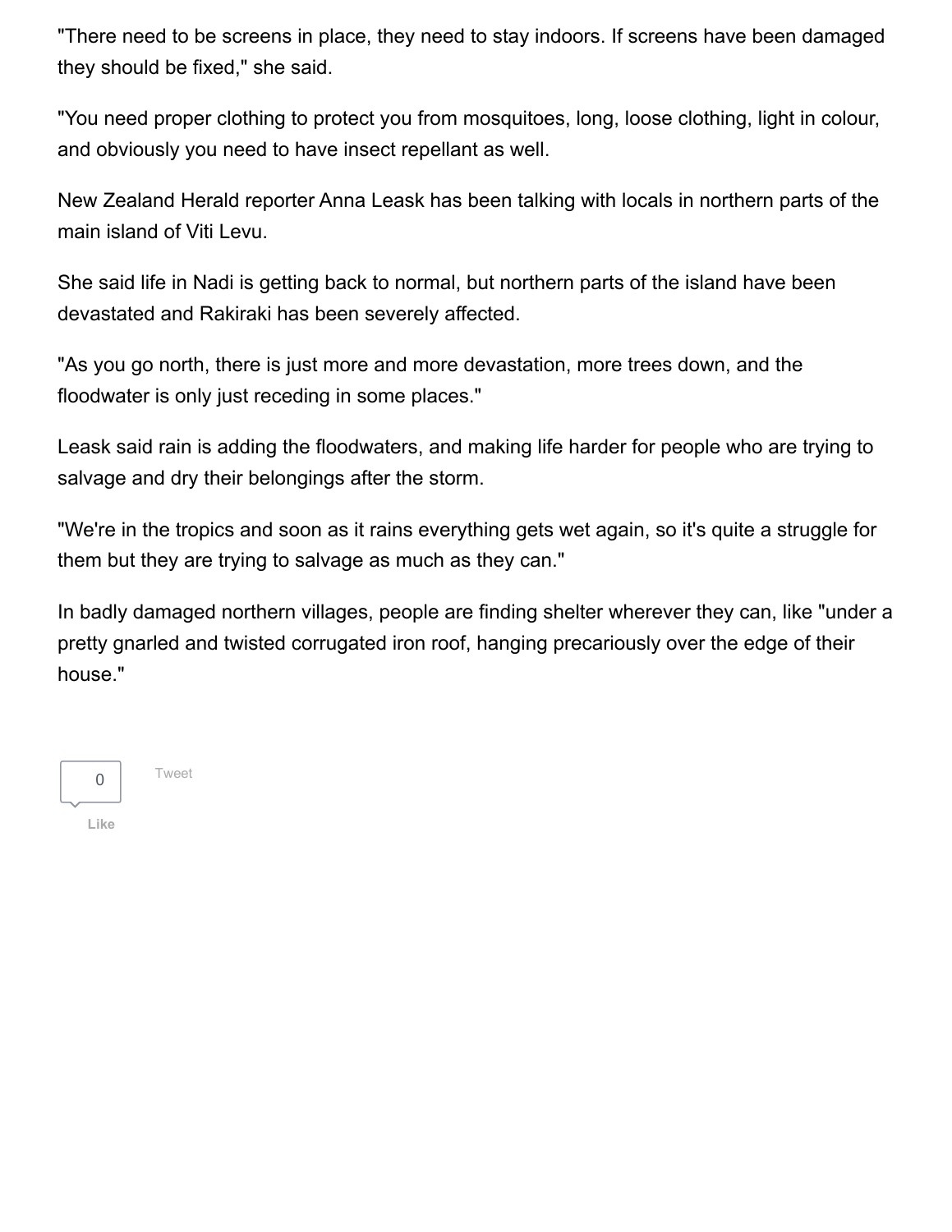"There need to be screens in place, they need to stay indoors. If screens have been damaged they should be fixed," she said.

"You need proper clothing to protect you from mosquitoes, long, loose clothing, light in colour, and obviously you need to have insect repellant as well.

New Zealand Herald reporter Anna Leask has been talking with locals in northern parts of the main island of Viti Levu.

She said life in Nadi is getting back to normal, but northern parts of the island have been devastated and Rakiraki has been severely affected.

"As you go north, there is just more and more devastation, more trees down, and the floodwater is only just receding in some places."

Leask said rain is adding the floodwaters, and making life harder for people who are trying to salvage and dry their belongings after the storm.

"We're in the tropics and soon as it rains everything gets wet again, so it's quite a struggle for them but they are trying to salvage as much as they can."

In badly damaged northern villages, people are finding shelter wherever they can, like "under a pretty gnarled and twisted corrugated iron roof, hanging precariously over the edge of their house."

0

Like

Tweet